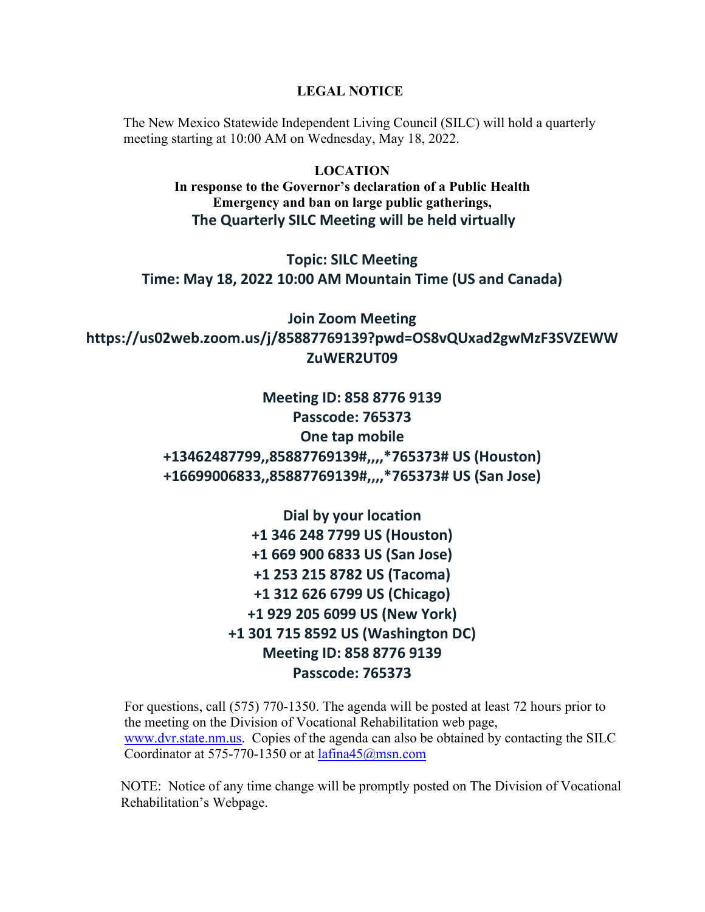# LEGAL NOTICE

The New Mexico Statewide Independent Living Council (SILC) will hold a quarterly meeting starting at 10:00 AM on Wednesday, May 18, 2022.

## LOCATION

**In response to the Governor's declaration of a Public Health Emergency and ban on large public gatherings,**
**The Quarterly SILC Meeting will be held virtually**

**Topic: SILC Meeting**
**Time: May 18, 2022 10:00 AM Mountain Time (US and Canada)**

**Join Zoom Meeting**
**https://us02web.zoom.us/j/85887769139?pwd=OS8vQUxad2gwMzF3SVZEWWZuWER2UT09**

**Meeting ID: 858 8776 9139**
**Passcode: 765373**
**One tap mobile**
**+13462487799,,85887769139#,,,,*765373# US (Houston)**
**+16699006833,,85887769139#,,,,*765373# US (San Jose)**

**Dial by your location**
**+1 346 248 7799 US (Houston)**
**+1 669 900 6833 US (San Jose)**
**+1 253 215 8782 US (Tacoma)**
**+1 312 626 6799 US (Chicago)**
**+1 929 205 6099 US (New York)**
**+1 301 715 8592 US (Washington DC)**
**Meeting ID: 858 8776 9139**
**Passcode: 765373**

For questions, call (575) 770-1350. The agenda will be posted at least 72 hours prior to the meeting on the Division of Vocational Rehabilitation web page, www.dvr.state.nm.us. Copies of the agenda can also be obtained by contacting the SILC Coordinator at 575-770-1350 or at lafina45@msn.com

NOTE: Notice of any time change will be promptly posted on The Division of Vocational Rehabilitation's Webpage.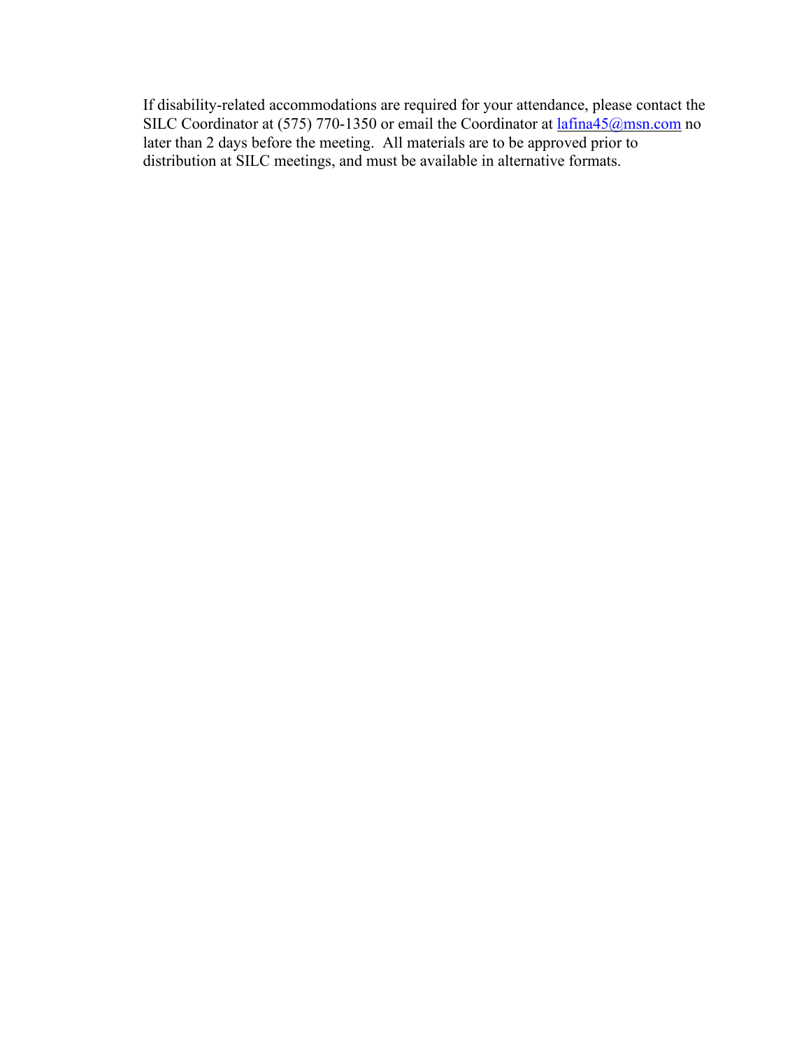If disability-related accommodations are required for your attendance, please contact the SILC Coordinator at (575) 770-1350 or email the Coordinator at lafina45@msn.com no later than 2 days before the meeting. All materials are to be approved prior to distribution at SILC meetings, and must be available in alternative formats.